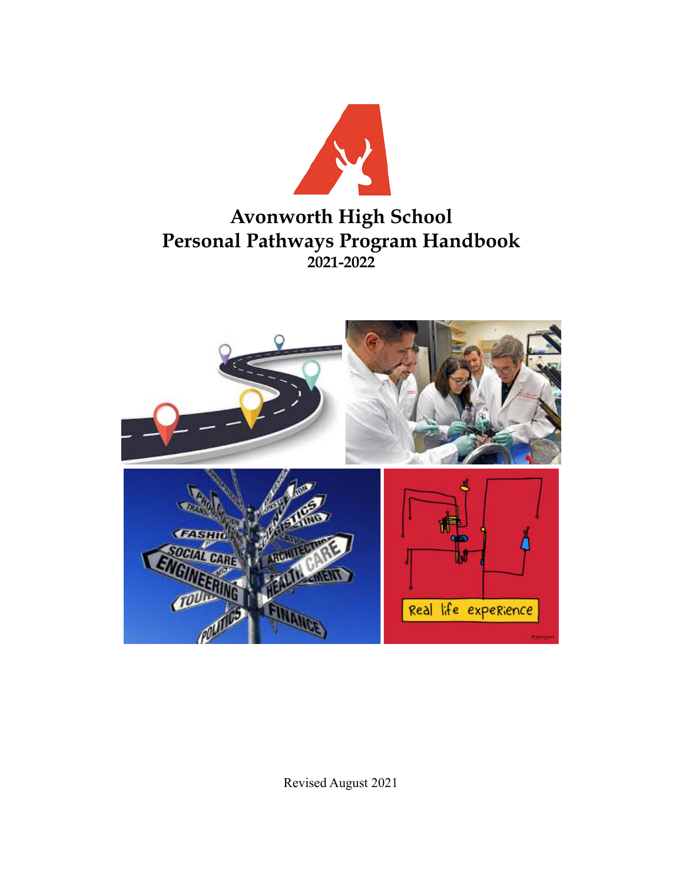# Avonworth High School
# Personal Pathways Program Handbook
## 2021-2022

Revised August 2021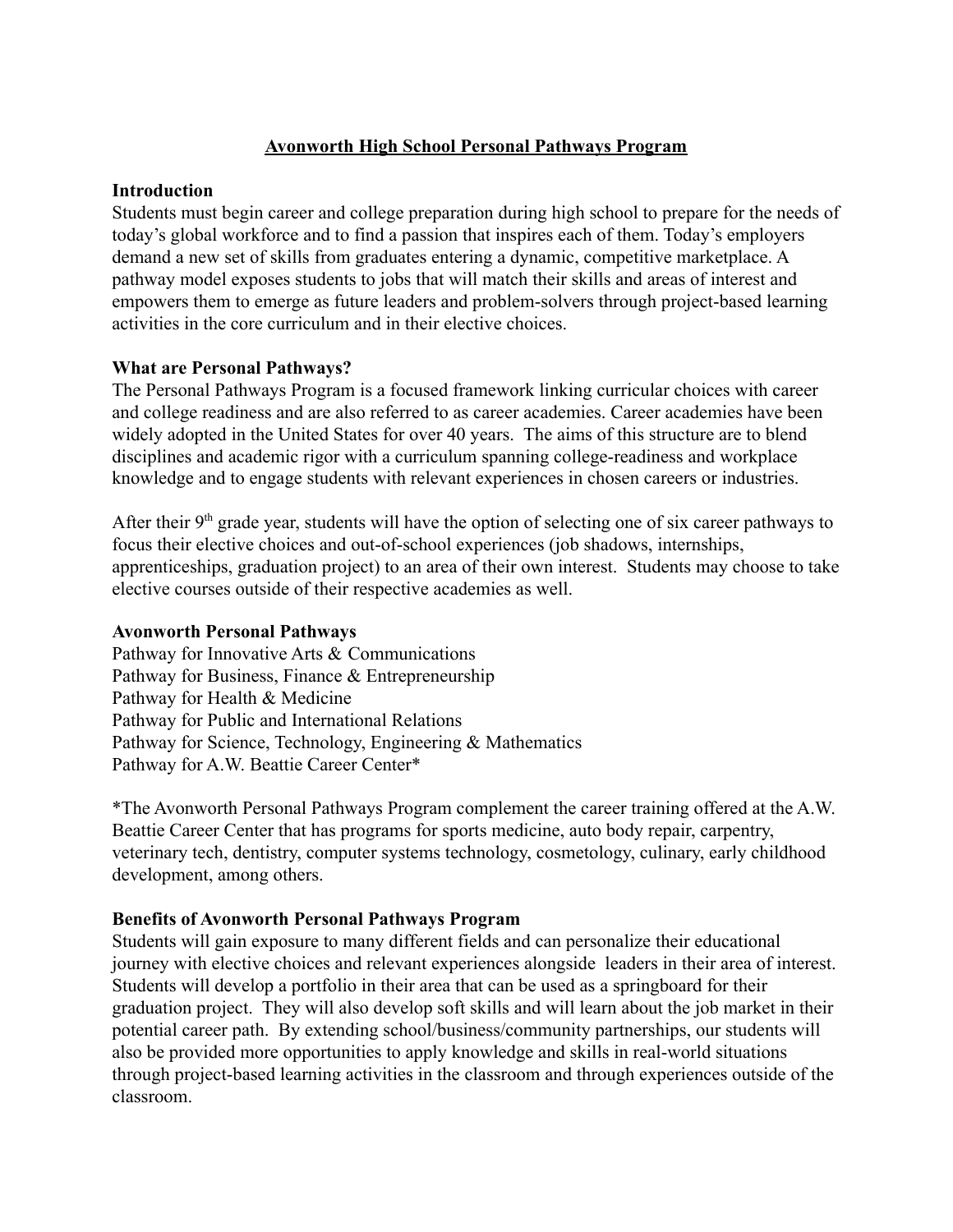# Avonworth High School Personal Pathways Program

## Introduction

Students must begin career and college preparation during high school to prepare for the needs of today's global workforce and to find a passion that inspires each of them. Today's employers demand a new set of skills from graduates entering a dynamic, competitive marketplace. A pathway model exposes students to jobs that will match their skills and areas of interest and empowers them to emerge as future leaders and problem-solvers through project-based learning activities in the core curriculum and in their elective choices.

## What are Personal Pathways?

The Personal Pathways Program is a focused framework linking curricular choices with career and college readiness and are also referred to as career academies. Career academies have been widely adopted in the United States for over 40 years. The aims of this structure are to blend disciplines and academic rigor with a curriculum spanning college-readiness and workplace knowledge and to engage students with relevant experiences in chosen careers or industries.

After their 9th grade year, students will have the option of selecting one of six career pathways to focus their elective choices and out-of-school experiences (job shadows, internships, apprenticeships, graduation project) to an area of their own interest. Students may choose to take elective courses outside of their respective academies as well.

## Avonworth Personal Pathways

Pathway for Innovative Arts & Communications
Pathway for Business, Finance & Entrepreneurship
Pathway for Health & Medicine
Pathway for Public and International Relations
Pathway for Science, Technology, Engineering & Mathematics
Pathway for A.W. Beattie Career Center*

*The Avonworth Personal Pathways Program complement the career training offered at the A.W. Beattie Career Center that has programs for sports medicine, auto body repair, carpentry, veterinary tech, dentistry, computer systems technology, cosmetology, culinary, early childhood development, among others.

## Benefits of Avonworth Personal Pathways Program

Students will gain exposure to many different fields and can personalize their educational journey with elective choices and relevant experiences alongside leaders in their area of interest. Students will develop a portfolio in their area that can be used as a springboard for their graduation project. They will also develop soft skills and will learn about the job market in their potential career path. By extending school/business/community partnerships, our students will also be provided more opportunities to apply knowledge and skills in real-world situations through project-based learning activities in the classroom and through experiences outside of the classroom.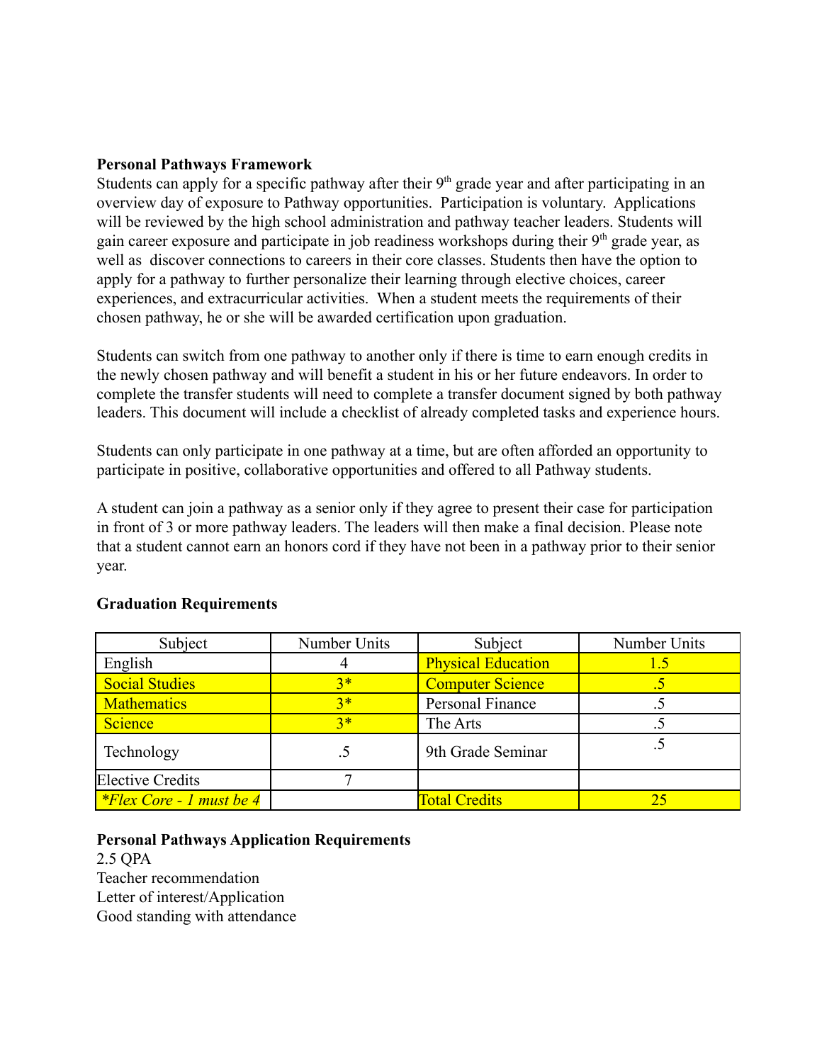**Personal Pathways Framework**

Students can apply for a specific pathway after their 9th grade year and after participating in an overview day of exposure to Pathway opportunities. Participation is voluntary. Applications will be reviewed by the high school administration and pathway teacher leaders. Students will gain career exposure and participate in job readiness workshops during their 9th grade year, as well as discover connections to careers in their core classes. Students then have the option to apply for a pathway to further personalize their learning through elective choices, career experiences, and extracurricular activities. When a student meets the requirements of their chosen pathway, he or she will be awarded certification upon graduation.

Students can switch from one pathway to another only if there is time to earn enough credits in the newly chosen pathway and will benefit a student in his or her future endeavors. In order to complete the transfer students will need to complete a transfer document signed by both pathway leaders. This document will include a checklist of already completed tasks and experience hours.

Students can only participate in one pathway at a time, but are often afforded an opportunity to participate in positive, collaborative opportunities and offered to all Pathway students.

A student can join a pathway as a senior only if they agree to present their case for participation in front of 3 or more pathway leaders. The leaders will then make a final decision. Please note that a student cannot earn an honors cord if they have not been in a pathway prior to their senior year.

**Graduation Requirements**

| Subject | Number Units | Subject | Number Units |
|---|---|---|---|
| English | 4 | Physical Education | 1.5 |
| Social Studies | 3* | Computer Science | .5 |
| Mathematics | 3* | Personal Finance | .5 |
| Science | 3* | The Arts | .5 |
| Technology | .5 | 9th Grade Seminar | .5 |
| Elective Credits | 7 | | |
| *\*Flex Core - 1 must be 4* | | Total Credits | 25 |

**Personal Pathways Application Requirements**

2.5 QPA
Teacher recommendation
Letter of interest/Application
Good standing with attendance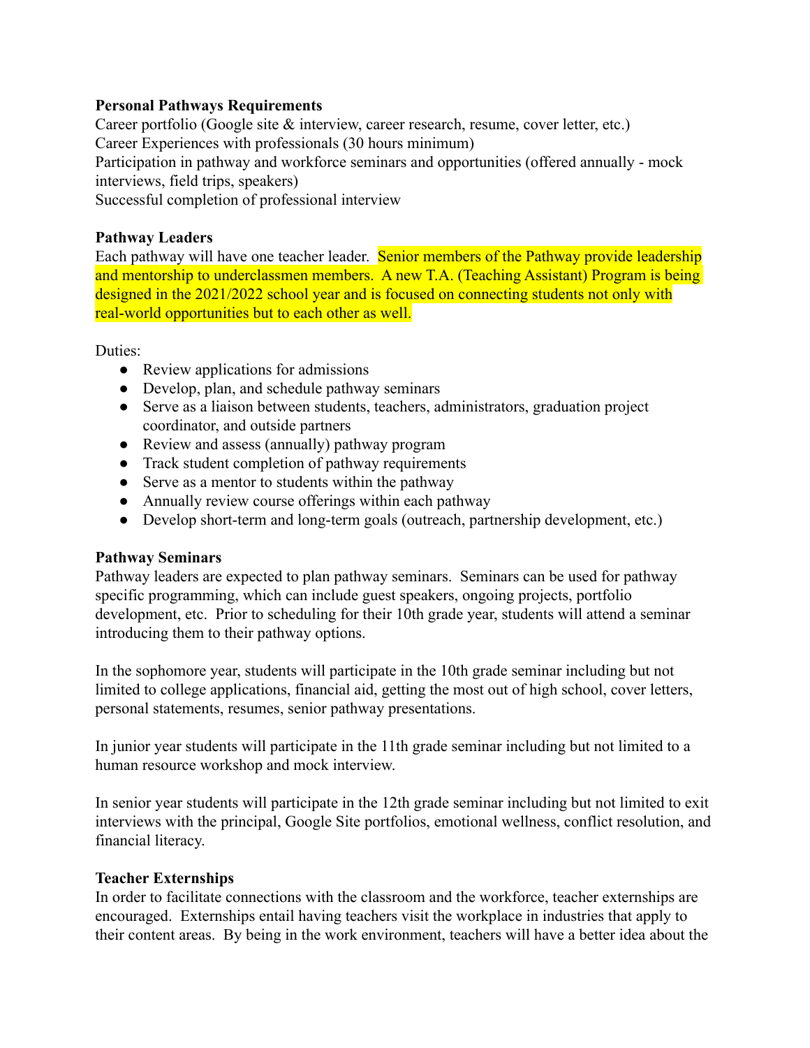**Personal Pathways Requirements**

Career portfolio (Google site & interview, career research, resume, cover letter, etc.)
Career Experiences with professionals (30 hours minimum)
Participation in pathway and workforce seminars and opportunities (offered annually - mock interviews, field trips, speakers)
Successful completion of professional interview

**Pathway Leaders**

Each pathway will have one teacher leader. Senior members of the Pathway provide leadership and mentorship to underclassmen members. A new T.A. (Teaching Assistant) Program is being designed in the 2021/2022 school year and is focused on connecting students not only with real-world opportunities but to each other as well.

Duties:

- Review applications for admissions
- Develop, plan, and schedule pathway seminars
- Serve as a liaison between students, teachers, administrators, graduation project coordinator, and outside partners
- Review and assess (annually) pathway program
- Track student completion of pathway requirements
- Serve as a mentor to students within the pathway
- Annually review course offerings within each pathway
- Develop short-term and long-term goals (outreach, partnership development, etc.)

**Pathway Seminars**

Pathway leaders are expected to plan pathway seminars. Seminars can be used for pathway specific programming, which can include guest speakers, ongoing projects, portfolio development, etc. Prior to scheduling for their 10th grade year, students will attend a seminar introducing them to their pathway options.

In the sophomore year, students will participate in the 10th grade seminar including but not limited to college applications, financial aid, getting the most out of high school, cover letters, personal statements, resumes, senior pathway presentations.

In junior year students will participate in the 11th grade seminar including but not limited to a human resource workshop and mock interview.

In senior year students will participate in the 12th grade seminar including but not limited to exit interviews with the principal, Google Site portfolios, emotional wellness, conflict resolution, and financial literacy.

**Teacher Externships**

In order to facilitate connections with the classroom and the workforce, teacher externships are encouraged. Externships entail having teachers visit the workplace in industries that apply to their content areas. By being in the work environment, teachers will have a better idea about the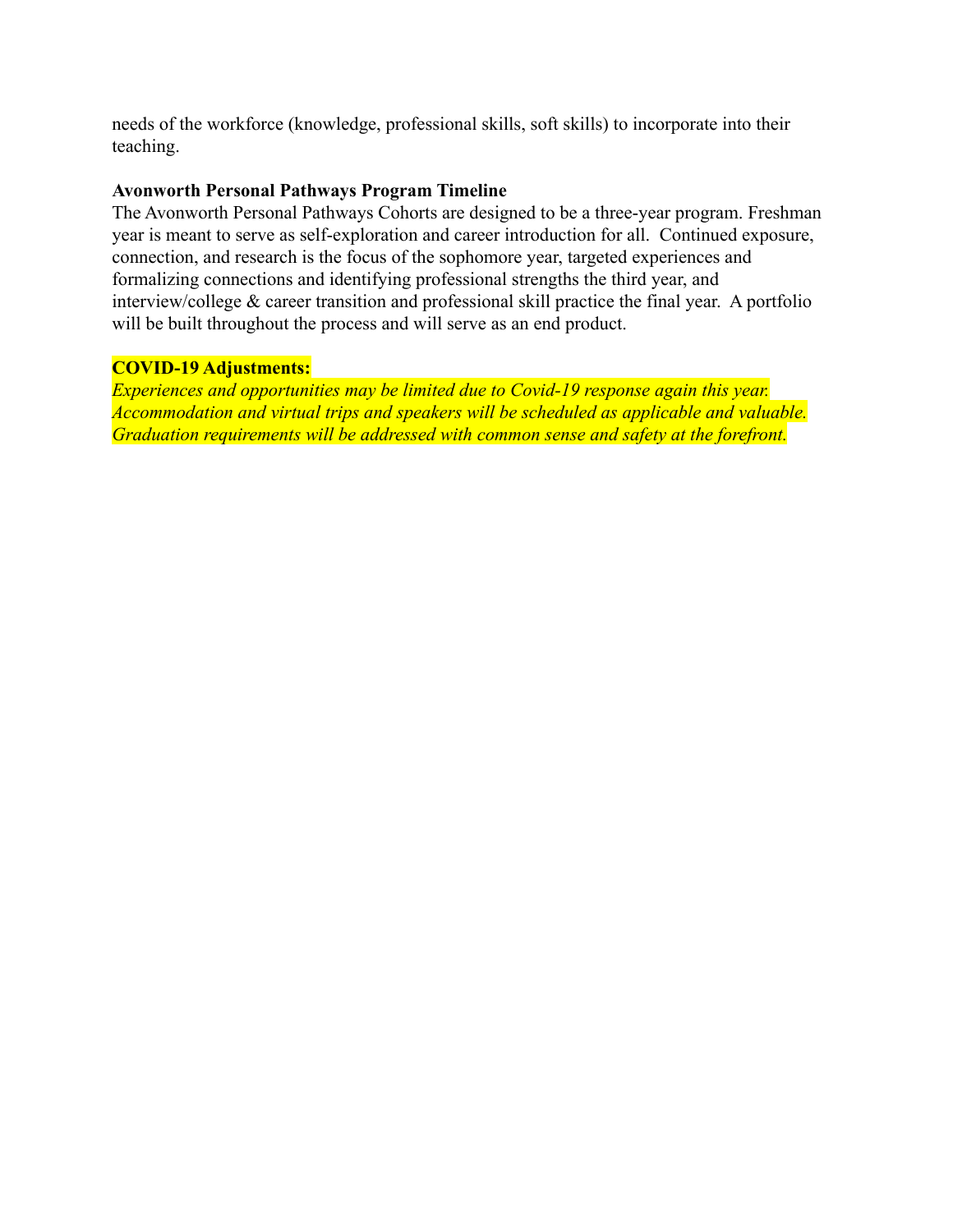needs of the workforce (knowledge, professional skills, soft skills) to incorporate into their teaching.

**Avonworth Personal Pathways Program Timeline**

The Avonworth Personal Pathways Cohorts are designed to be a three-year program. Freshman year is meant to serve as self-exploration and career introduction for all. Continued exposure, connection, and research is the focus of the sophomore year, targeted experiences and formalizing connections and identifying professional strengths the third year, and interview/college & career transition and professional skill practice the final year. A portfolio will be built throughout the process and will serve as an end product.

**COVID-19 Adjustments:**

*Experiences and opportunities may be limited due to Covid-19 response again this year. Accommodation and virtual trips and speakers will be scheduled as applicable and valuable. Graduation requirements will be addressed with common sense and safety at the forefront.*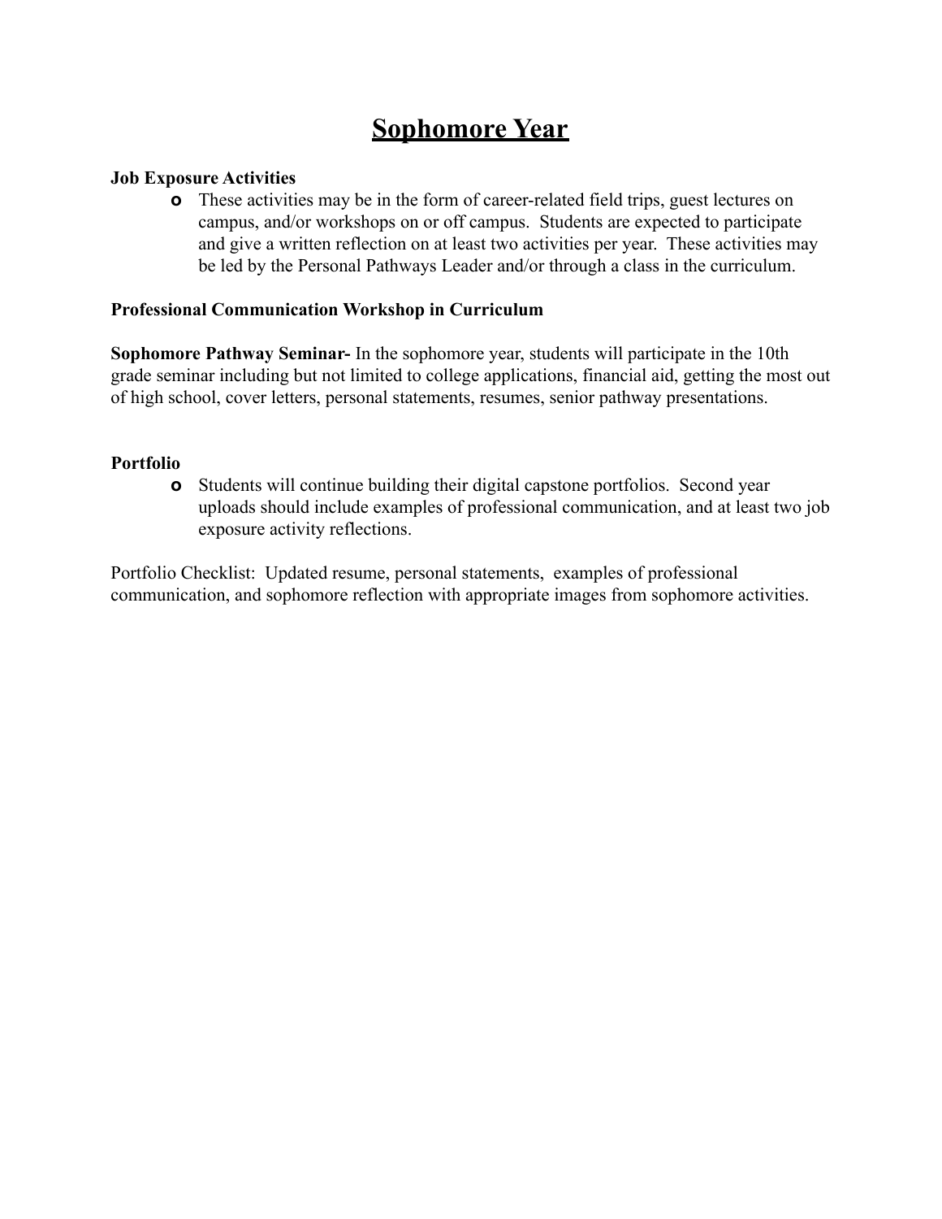# Sophomore Year

**Job Exposure Activities**

- These activities may be in the form of career-related field trips, guest lectures on campus, and/or workshops on or off campus. Students are expected to participate and give a written reflection on at least two activities per year. These activities may be led by the Personal Pathways Leader and/or through a class in the curriculum.

**Professional Communication Workshop in Curriculum**

**Sophomore Pathway Seminar-** In the sophomore year, students will participate in the 10th grade seminar including but not limited to college applications, financial aid, getting the most out of high school, cover letters, personal statements, resumes, senior pathway presentations.

**Portfolio**

- Students will continue building their digital capstone portfolios. Second year uploads should include examples of professional communication, and at least two job exposure activity reflections.

Portfolio Checklist: Updated resume, personal statements, examples of professional communication, and sophomore reflection with appropriate images from sophomore activities.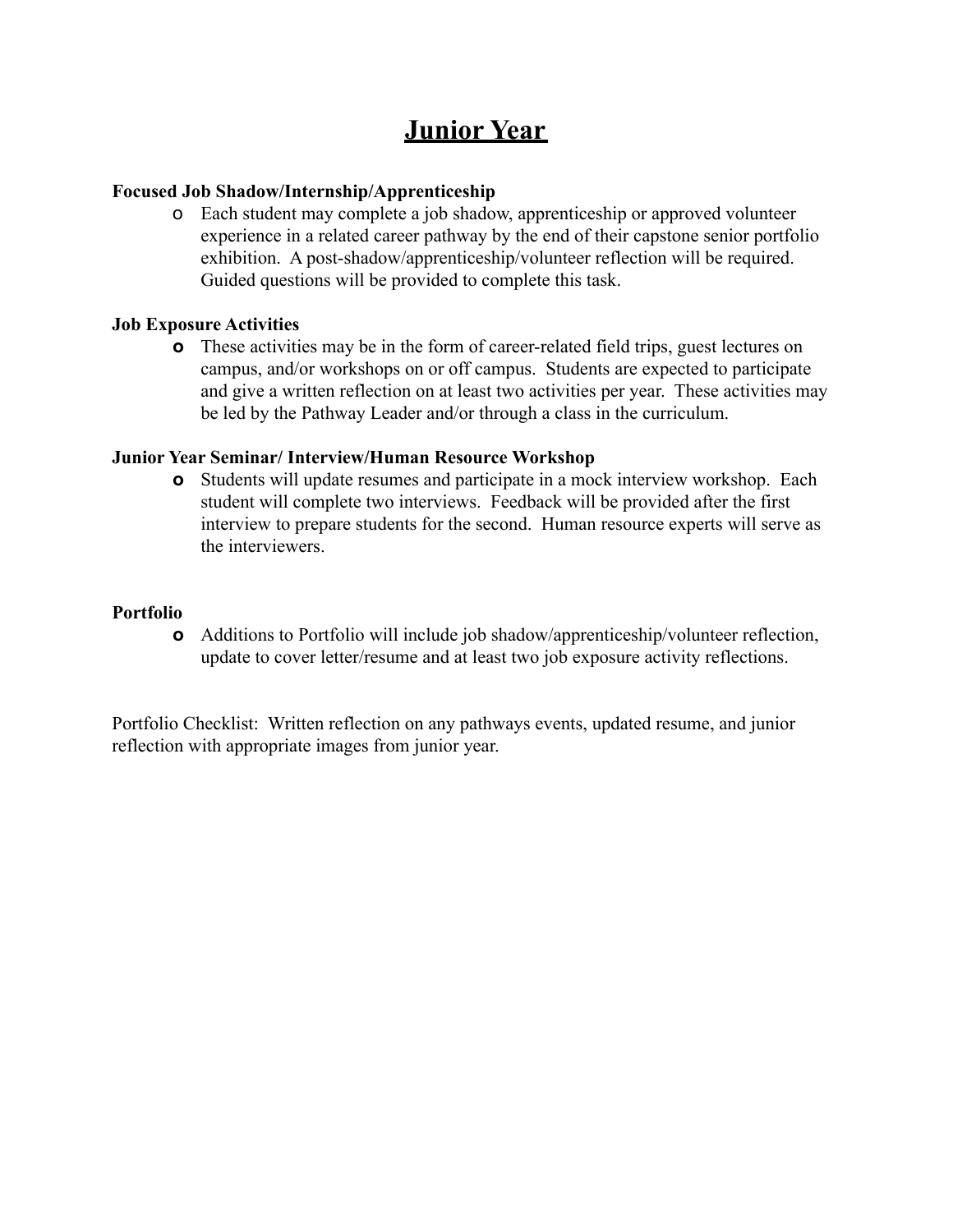# Junior Year

**Focused Job Shadow/Internship/Apprenticeship**

- Each student may complete a job shadow, apprenticeship or approved volunteer experience in a related career pathway by the end of their capstone senior portfolio exhibition. A post-shadow/apprenticeship/volunteer reflection will be required. Guided questions will be provided to complete this task.

**Job Exposure Activities**

- These activities may be in the form of career-related field trips, guest lectures on campus, and/or workshops on or off campus. Students are expected to participate and give a written reflection on at least two activities per year. These activities may be led by the Pathway Leader and/or through a class in the curriculum.

**Junior Year Seminar/ Interview/Human Resource Workshop**

- Students will update resumes and participate in a mock interview workshop. Each student will complete two interviews. Feedback will be provided after the first interview to prepare students for the second. Human resource experts will serve as the interviewers.

**Portfolio**

- Additions to Portfolio will include job shadow/apprenticeship/volunteer reflection, update to cover letter/resume and at least two job exposure activity reflections.

Portfolio Checklist: Written reflection on any pathways events, updated resume, and junior reflection with appropriate images from junior year.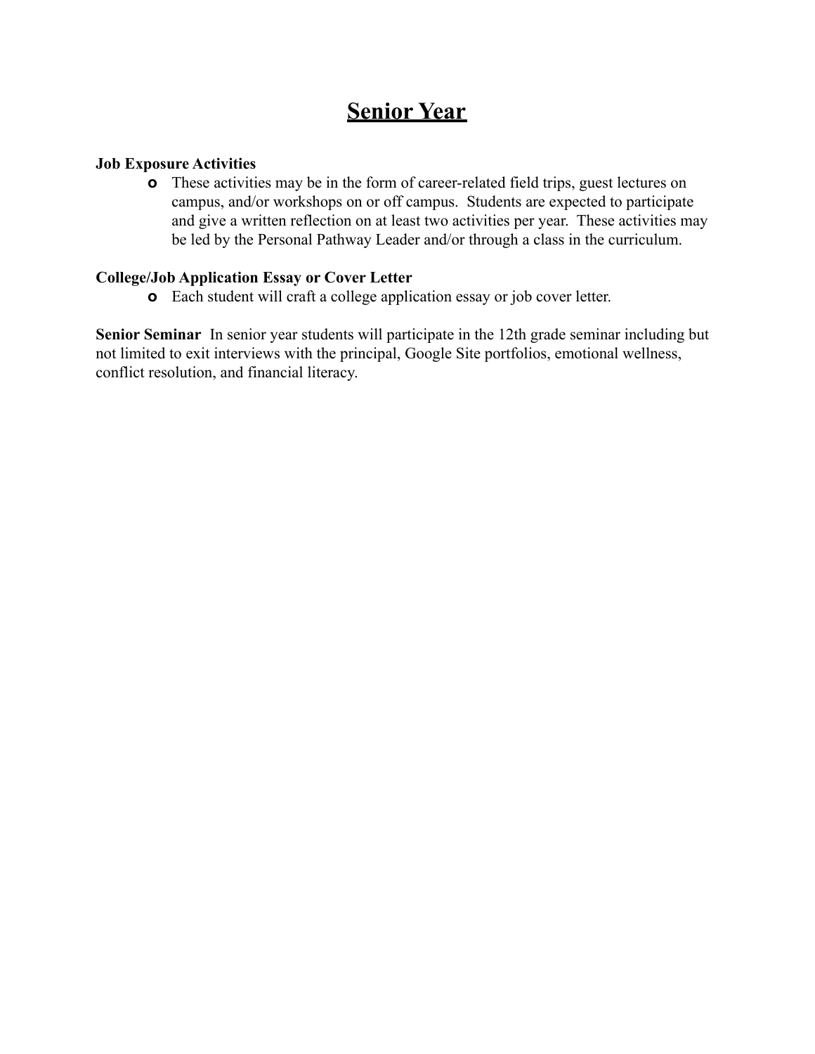# Senior Year

**Job Exposure Activities**

- These activities may be in the form of career-related field trips, guest lectures on campus, and/or workshops on or off campus. Students are expected to participate and give a written reflection on at least two activities per year. These activities may be led by the Personal Pathway Leader and/or through a class in the curriculum.

**College/Job Application Essay or Cover Letter**

- Each student will craft a college application essay or job cover letter.

**Senior Seminar** In senior year students will participate in the 12th grade seminar including but not limited to exit interviews with the principal, Google Site portfolios, emotional wellness, conflict resolution, and financial literacy.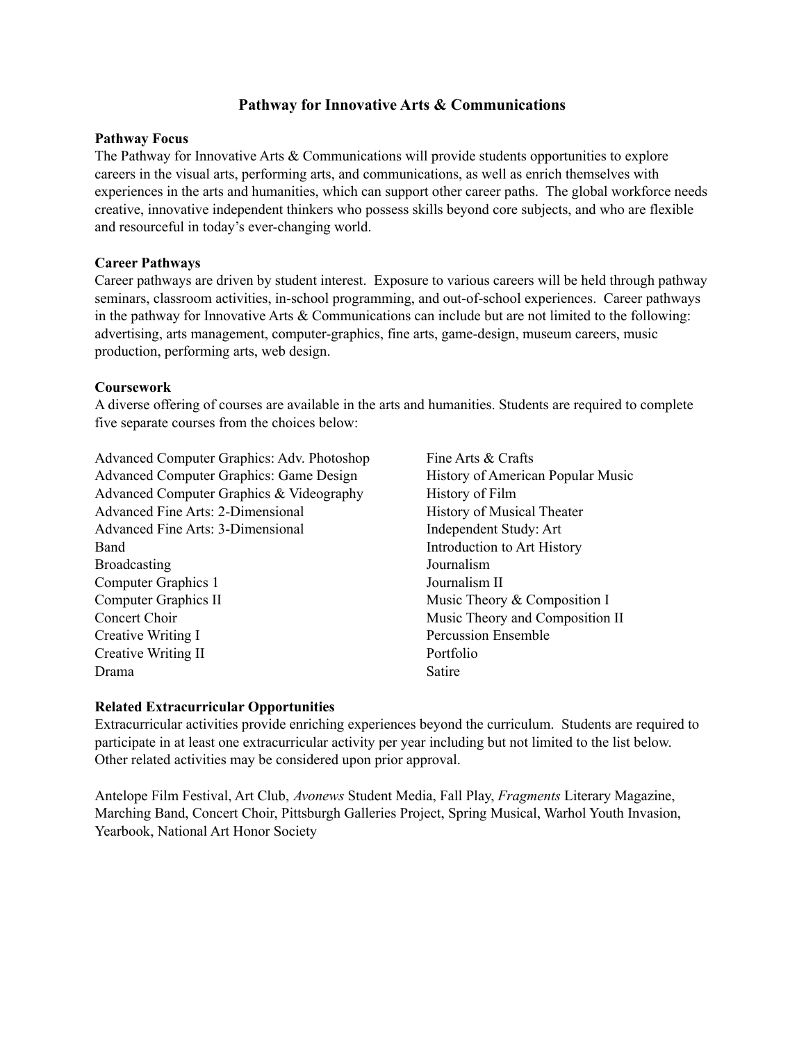# Pathway for Innovative Arts & Communications

**Pathway Focus**

The Pathway for Innovative Arts & Communications will provide students opportunities to explore careers in the visual arts, performing arts, and communications, as well as enrich themselves with experiences in the arts and humanities, which can support other career paths. The global workforce needs creative, innovative independent thinkers who possess skills beyond core subjects, and who are flexible and resourceful in today's ever-changing world.

**Career Pathways**

Career pathways are driven by student interest. Exposure to various careers will be held through pathway seminars, classroom activities, in-school programming, and out-of-school experiences. Career pathways in the pathway for Innovative Arts & Communications can include but are not limited to the following: advertising, arts management, computer-graphics, fine arts, game-design, museum careers, music production, performing arts, web design.

**Coursework**

A diverse offering of courses are available in the arts and humanities. Students are required to complete five separate courses from the choices below:

Advanced Computer Graphics: Adv. Photoshop
Advanced Computer Graphics: Game Design
Advanced Computer Graphics & Videography
Advanced Fine Arts: 2-Dimensional
Advanced Fine Arts: 3-Dimensional
Band
Broadcasting
Computer Graphics 1
Computer Graphics II
Concert Choir
Creative Writing I
Creative Writing II
Drama
Fine Arts & Crafts
History of American Popular Music
History of Film
History of Musical Theater
Independent Study: Art
Introduction to Art History
Journalism
Journalism II
Music Theory & Composition I
Music Theory and Composition II
Percussion Ensemble
Portfolio
Satire

**Related Extracurricular Opportunities**

Extracurricular activities provide enriching experiences beyond the curriculum. Students are required to participate in at least one extracurricular activity per year including but not limited to the list below. Other related activities may be considered upon prior approval.

Antelope Film Festival, Art Club, *Avonews* Student Media, Fall Play, *Fragments* Literary Magazine, Marching Band, Concert Choir, Pittsburgh Galleries Project, Spring Musical, Warhol Youth Invasion, Yearbook, National Art Honor Society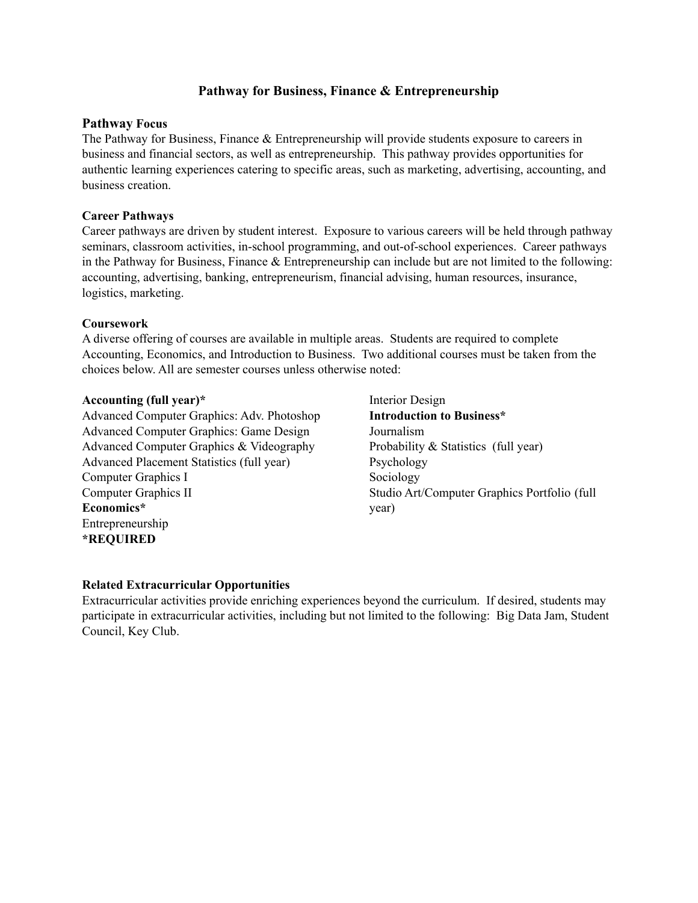# Pathway for Business, Finance & Entrepreneurship

## Pathway Focus

The Pathway for Business, Finance & Entrepreneurship will provide students exposure to careers in business and financial sectors, as well as entrepreneurship. This pathway provides opportunities for authentic learning experiences catering to specific areas, such as marketing, advertising, accounting, and business creation.

## Career Pathways

Career pathways are driven by student interest. Exposure to various careers will be held through pathway seminars, classroom activities, in-school programming, and out-of-school experiences. Career pathways in the Pathway for Business, Finance & Entrepreneurship can include but are not limited to the following: accounting, advertising, banking, entrepreneurism, financial advising, human resources, insurance, logistics, marketing.

## Coursework

A diverse offering of courses are available in multiple areas. Students are required to complete Accounting, Economics, and Introduction to Business. Two additional courses must be taken from the choices below. All are semester courses unless otherwise noted:

**Accounting (full year)***
Advanced Computer Graphics: Adv. Photoshop
Advanced Computer Graphics: Game Design
Advanced Computer Graphics & Videography
Advanced Placement Statistics (full year)
Computer Graphics I
Computer Graphics II
**Economics***
Entrepreneurship
Interior Design
**Introduction to Business***
Journalism
Probability & Statistics (full year)
Psychology
Sociology
Studio Art/Computer Graphics Portfolio (full year)

***REQUIRED**

## Related Extracurricular Opportunities

Extracurricular activities provide enriching experiences beyond the curriculum. If desired, students may participate in extracurricular activities, including but not limited to the following: Big Data Jam, Student Council, Key Club.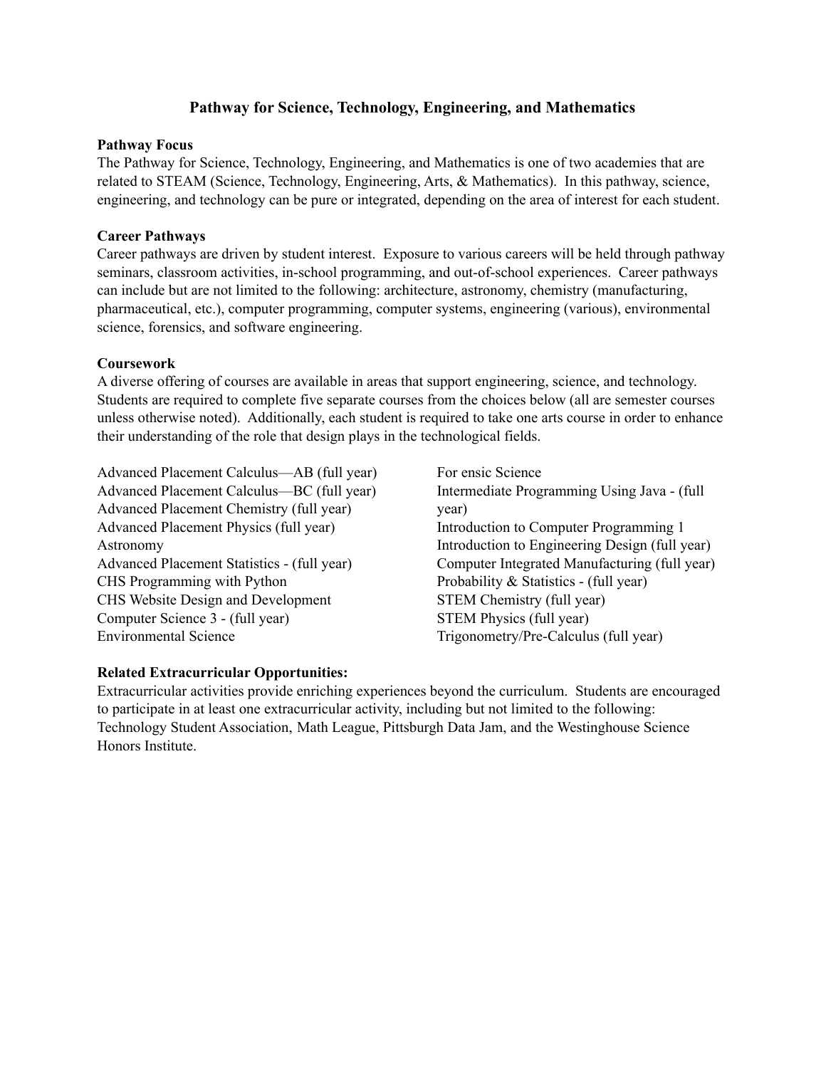# Pathway for Science, Technology, Engineering, and Mathematics

**Pathway Focus**

The Pathway for Science, Technology, Engineering, and Mathematics is one of two academies that are related to STEAM (Science, Technology, Engineering, Arts, & Mathematics). In this pathway, science, engineering, and technology can be pure or integrated, depending on the area of interest for each student.

**Career Pathways**

Career pathways are driven by student interest. Exposure to various careers will be held through pathway seminars, classroom activities, in-school programming, and out-of-school experiences. Career pathways can include but are not limited to the following: architecture, astronomy, chemistry (manufacturing, pharmaceutical, etc.), computer programming, computer systems, engineering (various), environmental science, forensics, and software engineering.

**Coursework**

A diverse offering of courses are available in areas that support engineering, science, and technology. Students are required to complete five separate courses from the choices below (all are semester courses unless otherwise noted). Additionally, each student is required to take one arts course in order to enhance their understanding of the role that design plays in the technological fields.

Advanced Placement Calculus—AB (full year)
Advanced Placement Calculus—BC (full year)
Advanced Placement Chemistry (full year)
Advanced Placement Physics (full year)
Astronomy
Advanced Placement Statistics - (full year)
CHS Programming with Python
CHS Website Design and Development
Computer Science 3 - (full year)
Environmental Science
For ensic Science
Intermediate Programming Using Java - (full year)
Introduction to Computer Programming 1
Introduction to Engineering Design (full year)
Computer Integrated Manufacturing (full year)
Probability & Statistics - (full year)
STEM Chemistry (full year)
STEM Physics (full year)
Trigonometry/Pre-Calculus (full year)

**Related Extracurricular Opportunities:**

Extracurricular activities provide enriching experiences beyond the curriculum. Students are encouraged to participate in at least one extracurricular activity, including but not limited to the following: Technology Student Association, Math League, Pittsburgh Data Jam, and the Westinghouse Science Honors Institute.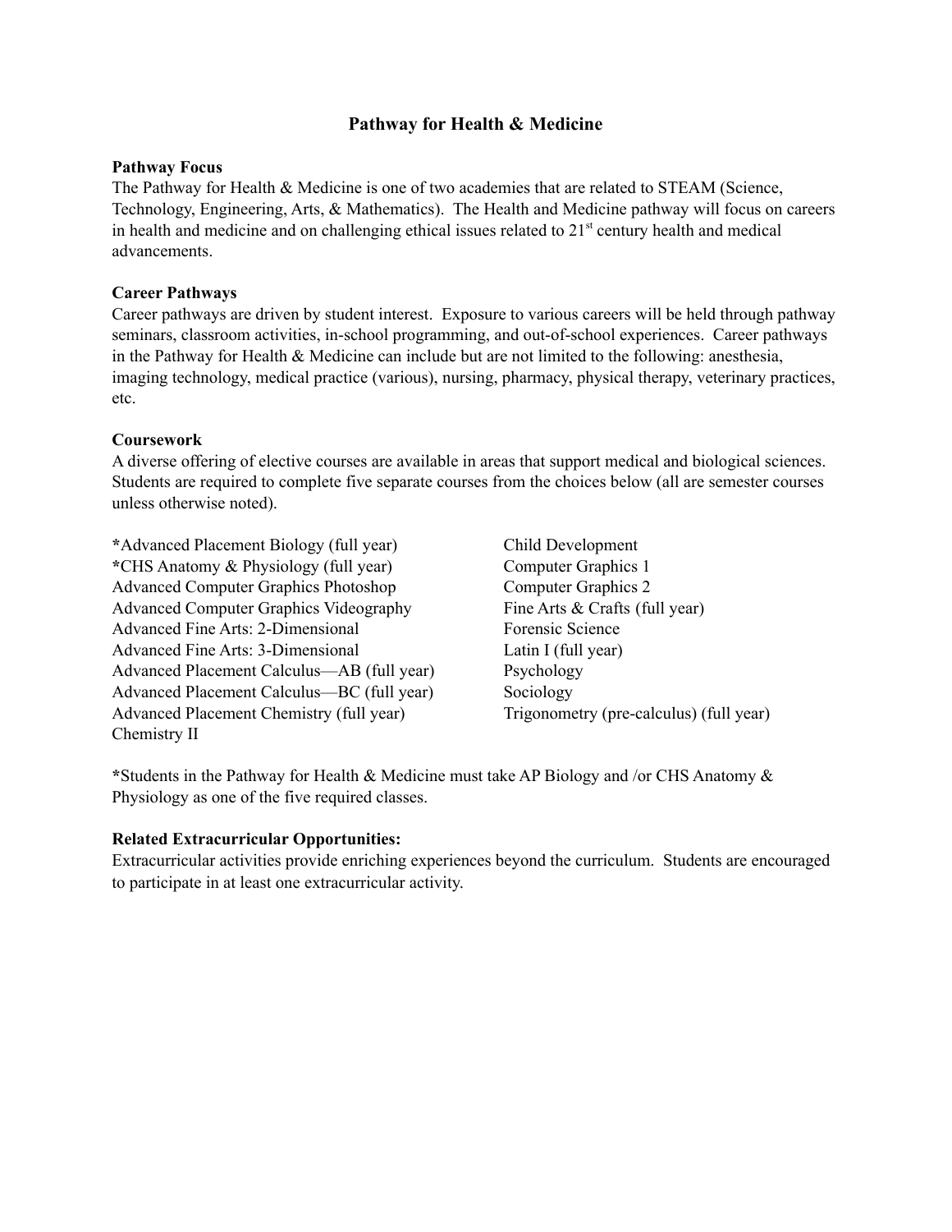# Pathway for Health & Medicine

**Pathway Focus**

The Pathway for Health & Medicine is one of two academies that are related to STEAM (Science, Technology, Engineering, Arts, & Mathematics). The Health and Medicine pathway will focus on careers in health and medicine and on challenging ethical issues related to 21st century health and medical advancements.

**Career Pathways**

Career pathways are driven by student interest. Exposure to various careers will be held through pathway seminars, classroom activities, in-school programming, and out-of-school experiences. Career pathways in the Pathway for Health & Medicine can include but are not limited to the following: anesthesia, imaging technology, medical practice (various), nursing, pharmacy, physical therapy, veterinary practices, etc.

**Coursework**

A diverse offering of elective courses are available in areas that support medical and biological sciences. Students are required to complete five separate courses from the choices below (all are semester courses unless otherwise noted).

**\***Advanced Placement Biology (full year)
**\***CHS Anatomy & Physiology (full year)
Advanced Computer Graphics Photoshop
Advanced Computer Graphics Videography
Advanced Fine Arts: 2-Dimensional
Advanced Fine Arts: 3-Dimensional
Advanced Placement Calculus—AB (full year)
Advanced Placement Calculus—BC (full year)
Advanced Placement Chemistry (full year)
Chemistry II
Child Development
Computer Graphics 1
Computer Graphics 2
Fine Arts & Crafts (full year)
Forensic Science
Latin I (full year)
Psychology
Sociology
Trigonometry (pre-calculus) (full year)

**\***Students in the Pathway for Health & Medicine must take AP Biology and /or CHS Anatomy & Physiology as one of the five required classes.

**Related Extracurricular Opportunities:**

Extracurricular activities provide enriching experiences beyond the curriculum. Students are encouraged to participate in at least one extracurricular activity.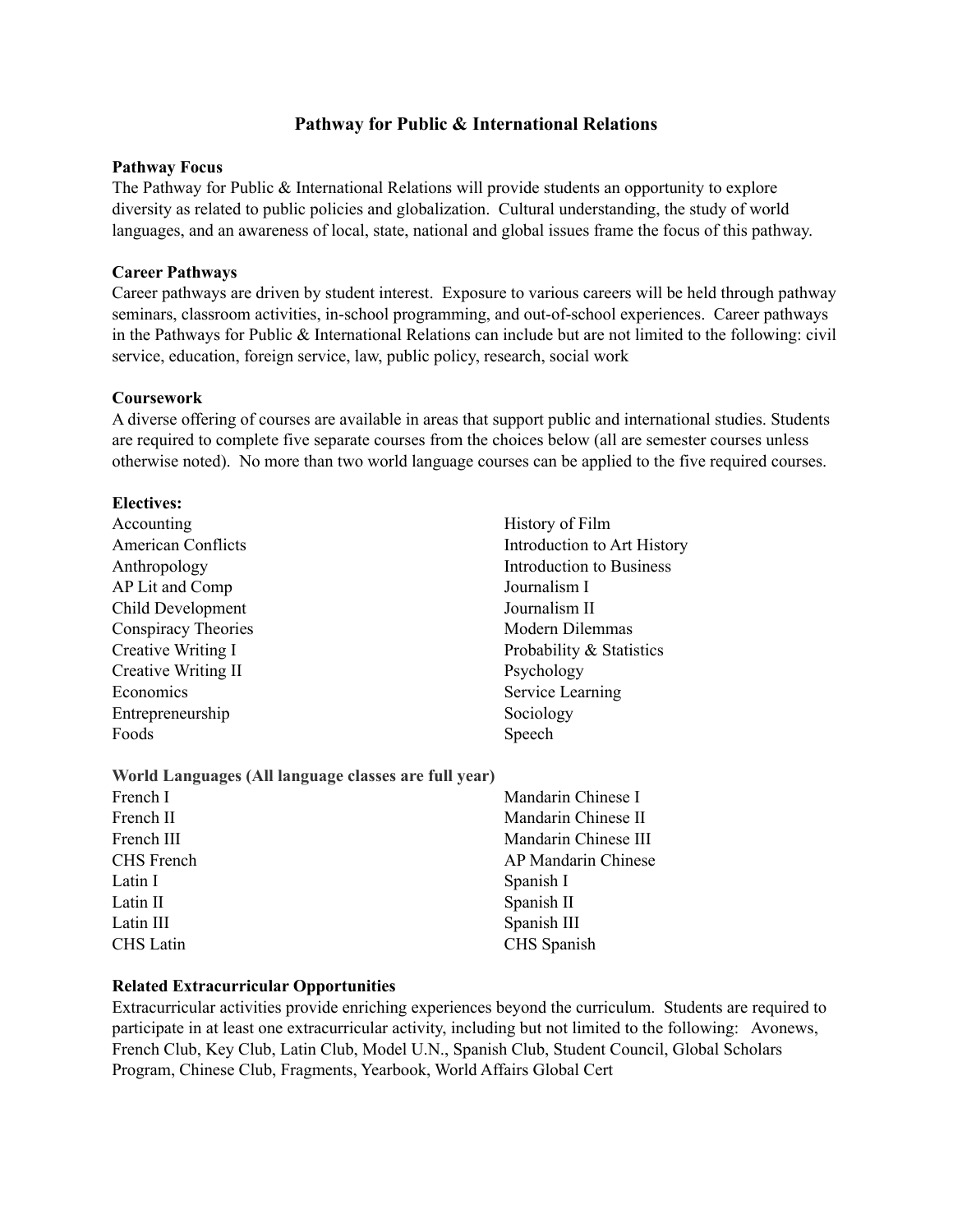# Pathway for Public & International Relations

**Pathway Focus**

The Pathway for Public & International Relations will provide students an opportunity to explore diversity as related to public policies and globalization. Cultural understanding, the study of world languages, and an awareness of local, state, national and global issues frame the focus of this pathway.

**Career Pathways**

Career pathways are driven by student interest. Exposure to various careers will be held through pathway seminars, classroom activities, in-school programming, and out-of-school experiences. Career pathways in the Pathways for Public & International Relations can include but are not limited to the following: civil service, education, foreign service, law, public policy, research, social work

**Coursework**

A diverse offering of courses are available in areas that support public and international studies. Students are required to complete five separate courses from the choices below (all are semester courses unless otherwise noted). No more than two world language courses can be applied to the five required courses.

**Electives:**

Accounting
American Conflicts
Anthropology
AP Lit and Comp
Child Development
Conspiracy Theories
Creative Writing I
Creative Writing II
Economics
Entrepreneurship
Foods
History of Film
Introduction to Art History
Introduction to Business
Journalism I
Journalism II
Modern Dilemmas
Probability & Statistics
Psychology
Service Learning
Sociology
Speech

**World Languages (All language classes are full year)**

French I
French II
French III
CHS French
Latin I
Latin II
Latin III
CHS Latin
Mandarin Chinese I
Mandarin Chinese II
Mandarin Chinese III
AP Mandarin Chinese
Spanish I
Spanish II
Spanish III
CHS Spanish

**Related Extracurricular Opportunities**

Extracurricular activities provide enriching experiences beyond the curriculum. Students are required to participate in at least one extracurricular activity, including but not limited to the following: Avonews, French Club, Key Club, Latin Club, Model U.N., Spanish Club, Student Council, Global Scholars Program, Chinese Club, Fragments, Yearbook, World Affairs Global Cert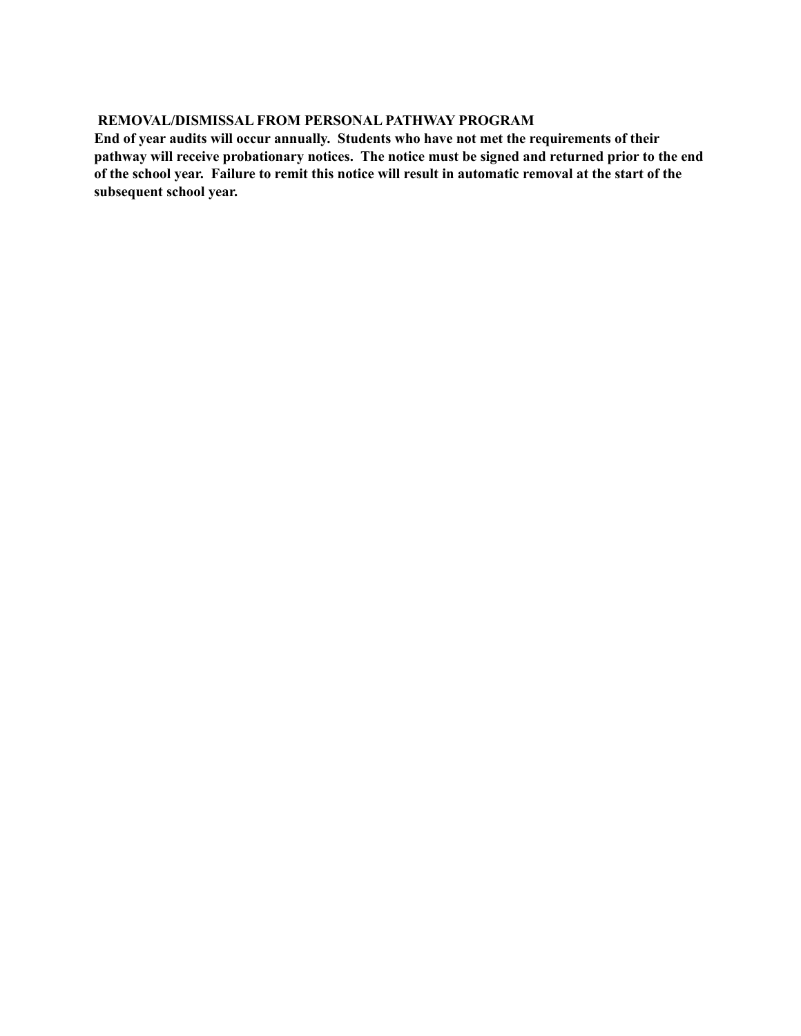## REMOVAL/DISMISSAL FROM PERSONAL PATHWAY PROGRAM

**End of year audits will occur annually. Students who have not met the requirements of their pathway will receive probationary notices. The notice must be signed and returned prior to the end of the school year. Failure to remit this notice will result in automatic removal at the start of the subsequent school year.**